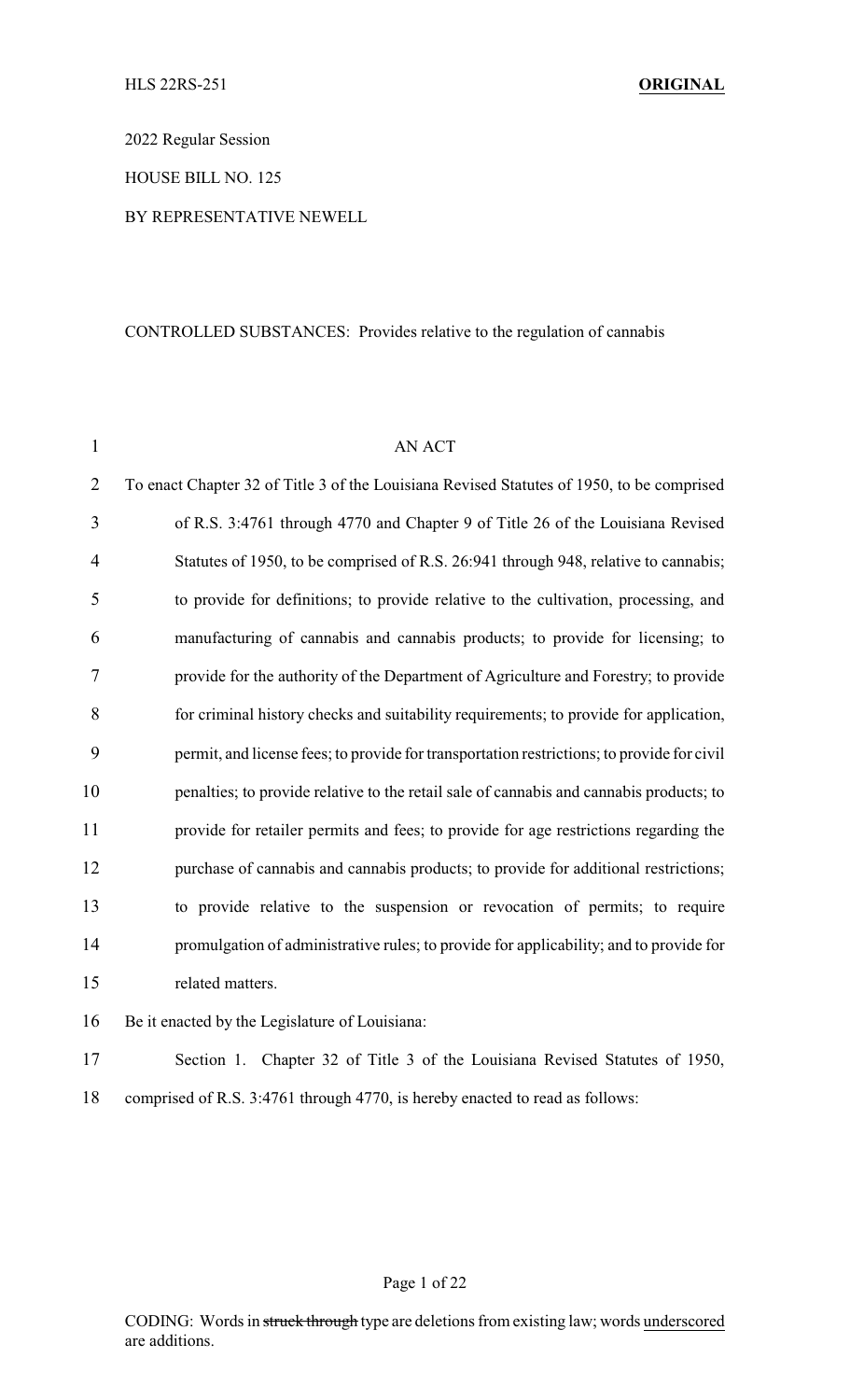HLS 22RS-251 **ORIGINAL**

2022 Regular Session

HOUSE BILL NO. 125

BY REPRESENTATIVE NEWELL

CONTROLLED SUBSTANCES: Provides relative to the regulation of cannabis

AN ACT

To enact Chapter 32 of Title 3 of the Louisiana Revised Statutes of 1950, to be comprised of R.S. 3:4761 through 4770 and Chapter 9 of Title 26 of the Louisiana Revised Statutes of 1950, to be comprised of R.S. 26:941 through 948, relative to cannabis; to provide for definitions; to provide relative to the cultivation, processing, and manufacturing of cannabis and cannabis products; to provide for licensing; to provide for the authority of the Department of Agriculture and Forestry; to provide for criminal history checks and suitability requirements; to provide for application, permit, and license fees; to provide for transportation restrictions; to provide for civil penalties; to provide relative to the retail sale of cannabis and cannabis products; to provide for retailer permits and fees; to provide for age restrictions regarding the purchase of cannabis and cannabis products; to provide for additional restrictions; to provide relative to the suspension or revocation of permits; to require promulgation of administrative rules; to provide for applicability; and to provide for related matters.

Be it enacted by the Legislature of Louisiana:

Section 1. Chapter 32 of Title 3 of the Louisiana Revised Statutes of 1950, comprised of R.S. 3:4761 through 4770, is hereby enacted to read as follows:

CODING: Words in ~~struck through~~ type are deletions from existing law; words underscored are additions.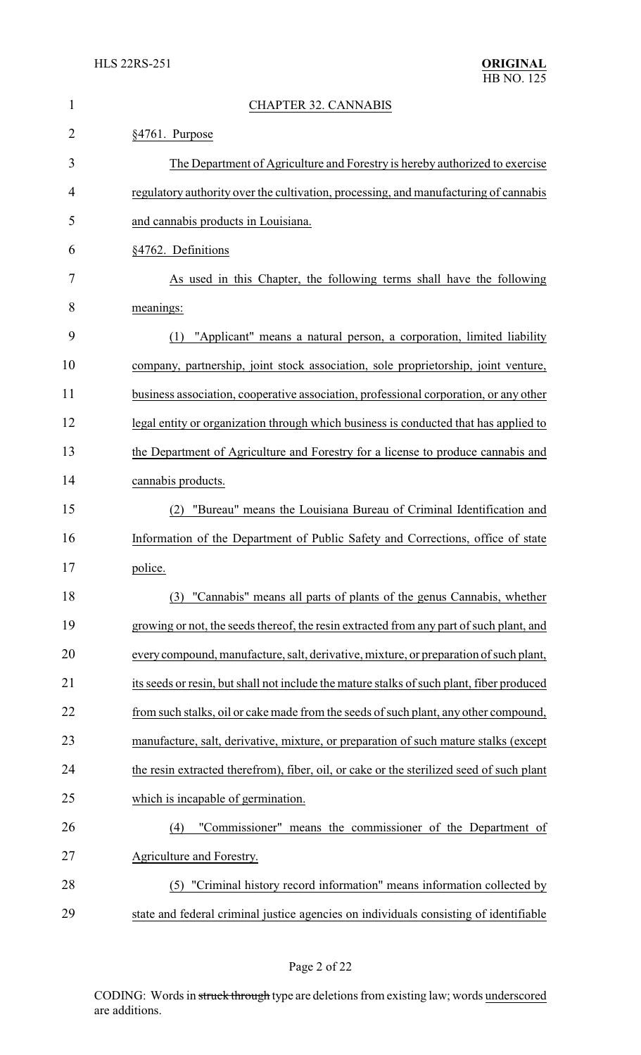CHAPTER 32. CANNABIS

§4761. Purpose

The Department of Agriculture and Forestry is hereby authorized to exercise regulatory authority over the cultivation, processing, and manufacturing of cannabis and cannabis products in Louisiana.

§4762. Definitions

As used in this Chapter, the following terms shall have the following meanings:

(1) "Applicant" means a natural person, a corporation, limited liability company, partnership, joint stock association, sole proprietorship, joint venture, business association, cooperative association, professional corporation, or any other legal entity or organization through which business is conducted that has applied to the Department of Agriculture and Forestry for a license to produce cannabis and cannabis products.

(2) "Bureau" means the Louisiana Bureau of Criminal Identification and Information of the Department of Public Safety and Corrections, office of state police.

(3) "Cannabis" means all parts of plants of the genus Cannabis, whether growing or not, the seeds thereof, the resin extracted from any part of such plant, and every compound, manufacture, salt, derivative, mixture, or preparation of such plant, its seeds or resin, but shall not include the mature stalks of such plant, fiber produced from such stalks, oil or cake made from the seeds of such plant, any other compound, manufacture, salt, derivative, mixture, or preparation of such mature stalks (except the resin extracted therefrom), fiber, oil, or cake or the sterilized seed of such plant which is incapable of germination.

(4) "Commissioner" means the commissioner of the Department of Agriculture and Forestry.

(5) "Criminal history record information" means information collected by state and federal criminal justice agencies on individuals consisting of identifiable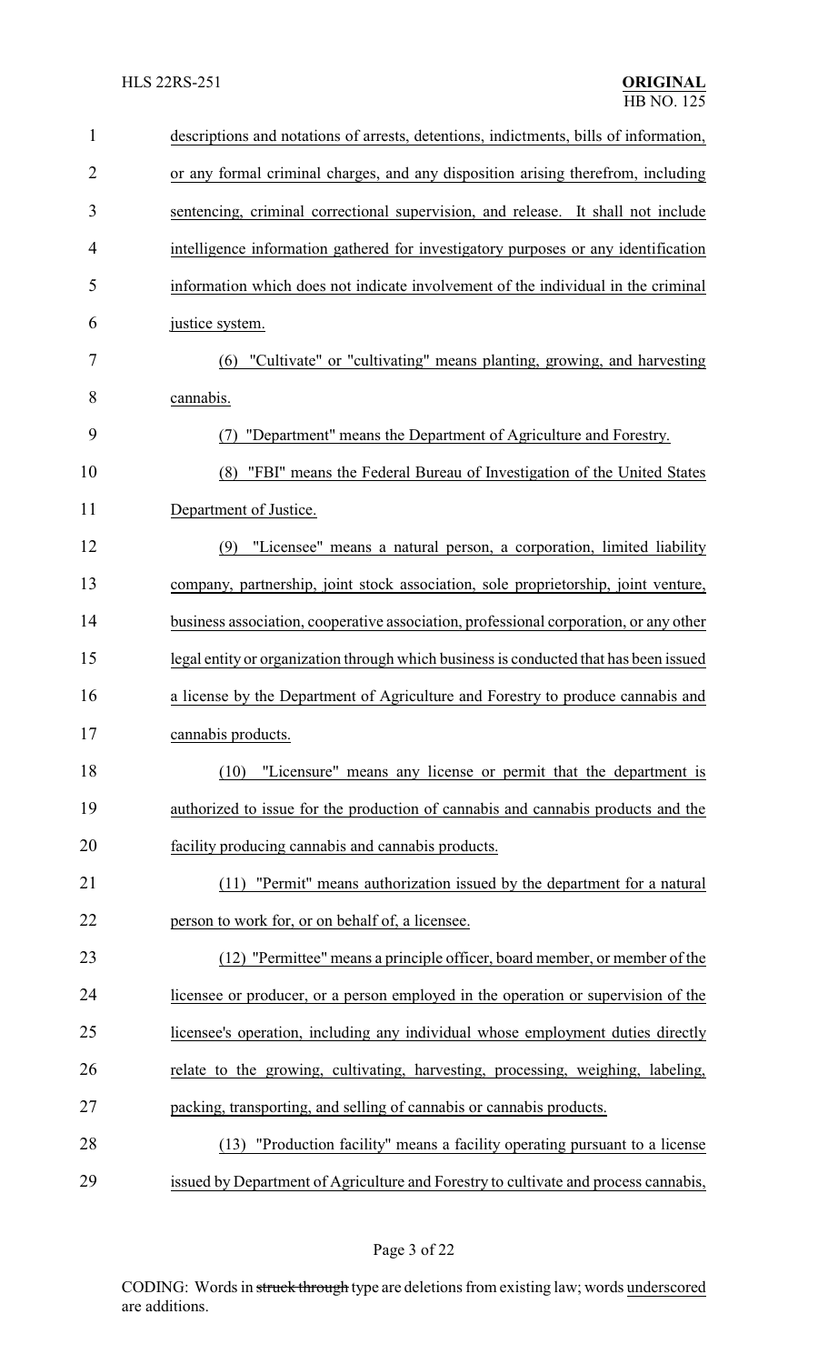descriptions and notations of arrests, detentions, indictments, bills of information, or any formal criminal charges, and any disposition arising therefrom, including sentencing, criminal correctional supervision, and release. It shall not include intelligence information gathered for investigatory purposes or any identification information which does not indicate involvement of the individual in the criminal justice system.

(6) "Cultivate" or "cultivating" means planting, growing, and harvesting cannabis.

(7) "Department" means the Department of Agriculture and Forestry.

(8) "FBI" means the Federal Bureau of Investigation of the United States Department of Justice.

(9) "Licensee" means a natural person, a corporation, limited liability company, partnership, joint stock association, sole proprietorship, joint venture, business association, cooperative association, professional corporation, or any other legal entity or organization through which business is conducted that has been issued a license by the Department of Agriculture and Forestry to produce cannabis and cannabis products.

(10) "Licensure" means any license or permit that the department is authorized to issue for the production of cannabis and cannabis products and the facility producing cannabis and cannabis products.

(11) "Permit" means authorization issued by the department for a natural person to work for, or on behalf of, a licensee.

(12) "Permittee" means a principle officer, board member, or member of the licensee or producer, or a person employed in the operation or supervision of the licensee's operation, including any individual whose employment duties directly relate to the growing, cultivating, harvesting, processing, weighing, labeling, packing, transporting, and selling of cannabis or cannabis products.

(13) "Production facility" means a facility operating pursuant to a license issued by Department of Agriculture and Forestry to cultivate and process cannabis,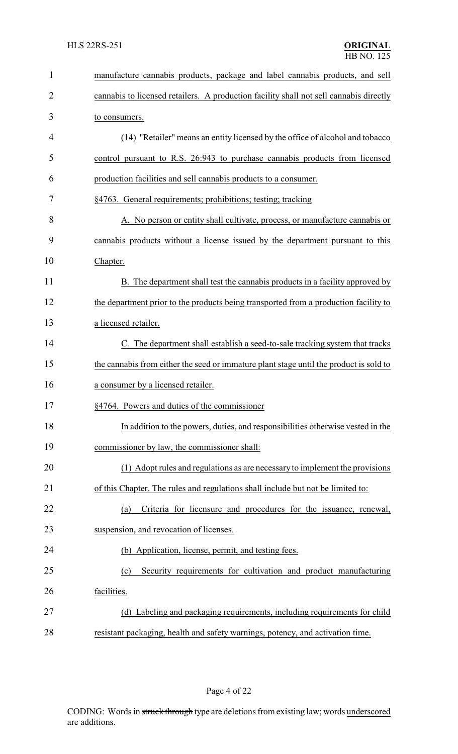manufacture cannabis products, package and label cannabis products, and sell cannabis to licensed retailers. A production facility shall not sell cannabis directly to consumers.

(14) "Retailer" means an entity licensed by the office of alcohol and tobacco control pursuant to R.S. 26:943 to purchase cannabis products from licensed production facilities and sell cannabis products to a consumer.

§4763. General requirements; prohibitions; testing; tracking

A. No person or entity shall cultivate, process, or manufacture cannabis or cannabis products without a license issued by the department pursuant to this Chapter.

B. The department shall test the cannabis products in a facility approved by the department prior to the products being transported from a production facility to a licensed retailer.

C. The department shall establish a seed-to-sale tracking system that tracks the cannabis from either the seed or immature plant stage until the product is sold to a consumer by a licensed retailer.

§4764. Powers and duties of the commissioner

In addition to the powers, duties, and responsibilities otherwise vested in the commissioner by law, the commissioner shall:

(1) Adopt rules and regulations as are necessary to implement the provisions of this Chapter. The rules and regulations shall include but not be limited to:

(a) Criteria for licensure and procedures for the issuance, renewal, suspension, and revocation of licenses.

(b) Application, license, permit, and testing fees.

(c) Security requirements for cultivation and product manufacturing facilities.

(d) Labeling and packaging requirements, including requirements for child resistant packaging, health and safety warnings, potency, and activation time.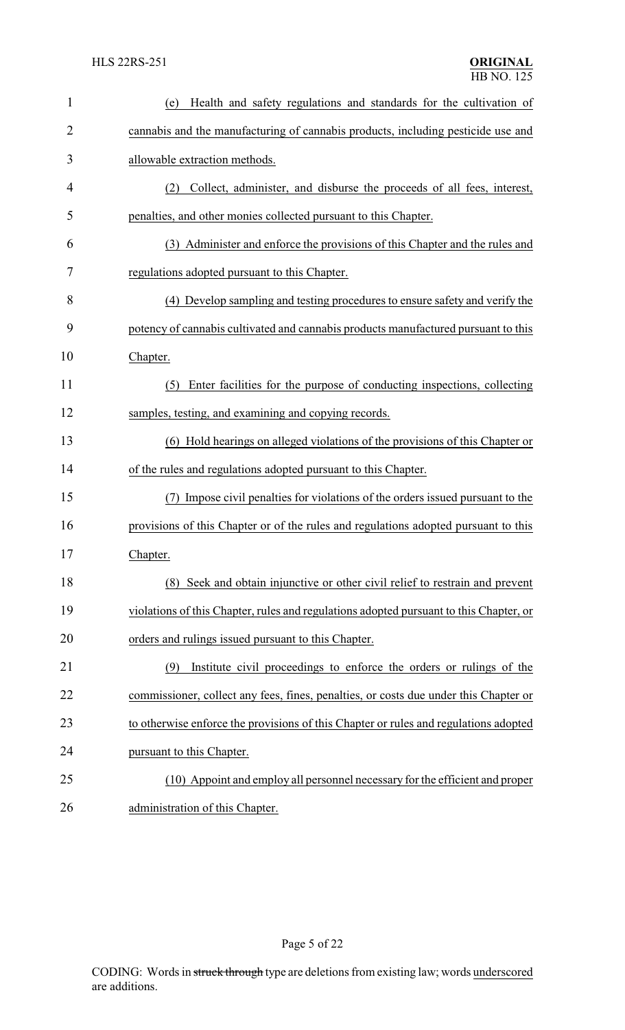(e) Health and safety regulations and standards for the cultivation of cannabis and the manufacturing of cannabis products, including pesticide use and allowable extraction methods.

(2) Collect, administer, and disburse the proceeds of all fees, interest, penalties, and other monies collected pursuant to this Chapter.

(3) Administer and enforce the provisions of this Chapter and the rules and regulations adopted pursuant to this Chapter.

(4) Develop sampling and testing procedures to ensure safety and verify the potency of cannabis cultivated and cannabis products manufactured pursuant to this Chapter.

(5) Enter facilities for the purpose of conducting inspections, collecting samples, testing, and examining and copying records.

(6) Hold hearings on alleged violations of the provisions of this Chapter or of the rules and regulations adopted pursuant to this Chapter.

(7) Impose civil penalties for violations of the orders issued pursuant to the provisions of this Chapter or of the rules and regulations adopted pursuant to this Chapter.

(8) Seek and obtain injunctive or other civil relief to restrain and prevent violations of this Chapter, rules and regulations adopted pursuant to this Chapter, or orders and rulings issued pursuant to this Chapter.

(9) Institute civil proceedings to enforce the orders or rulings of the commissioner, collect any fees, fines, penalties, or costs due under this Chapter or to otherwise enforce the provisions of this Chapter or rules and regulations adopted pursuant to this Chapter.

(10) Appoint and employ all personnel necessary for the efficient and proper administration of this Chapter.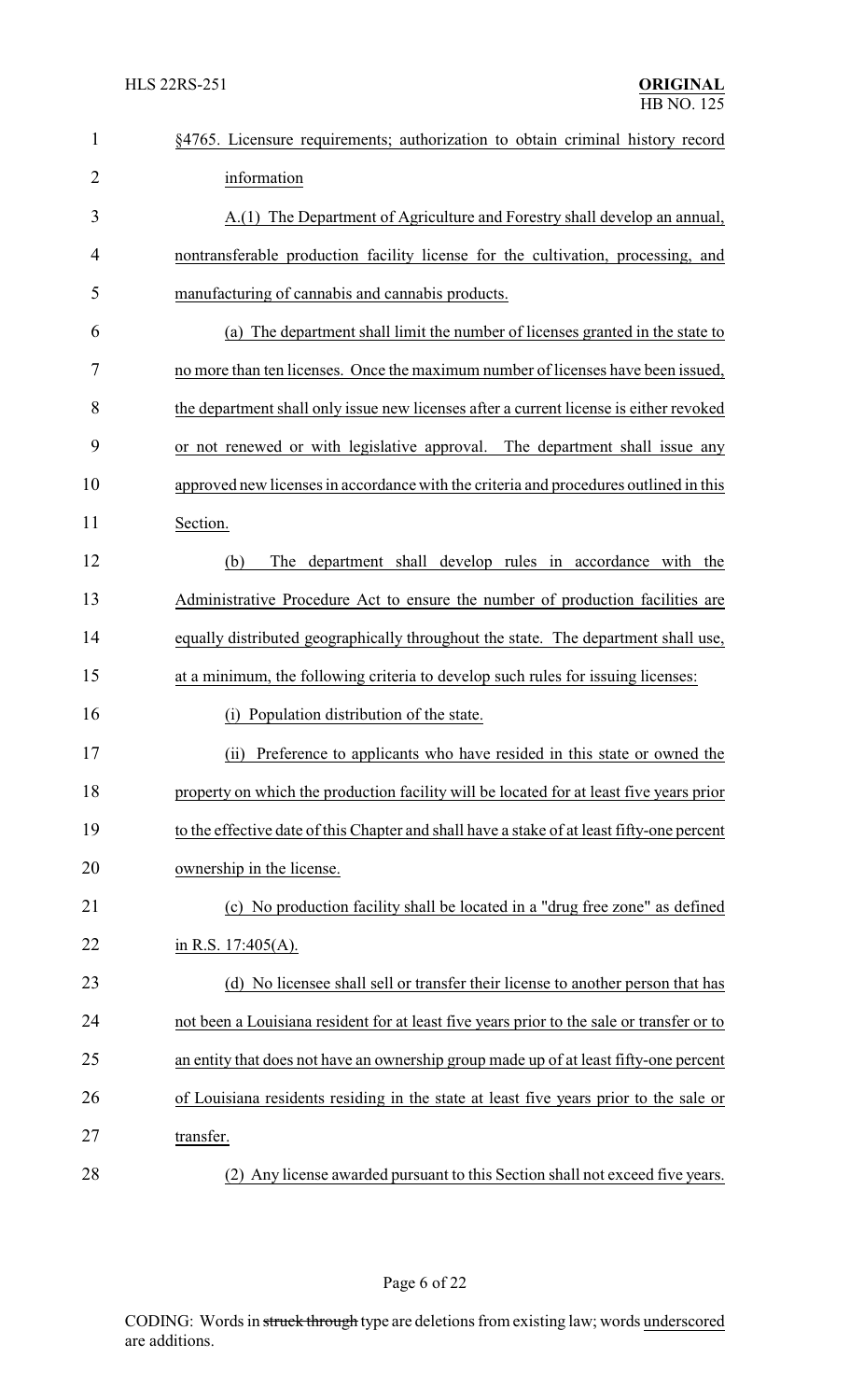§4765. Licensure requirements; authorization to obtain criminal history record information

A.(1) The Department of Agriculture and Forestry shall develop an annual, nontransferable production facility license for the cultivation, processing, and manufacturing of cannabis and cannabis products.

(a) The department shall limit the number of licenses granted in the state to no more than ten licenses. Once the maximum number of licenses have been issued, the department shall only issue new licenses after a current license is either revoked or not renewed or with legislative approval. The department shall issue any approved new licenses in accordance with the criteria and procedures outlined in this Section.

(b) The department shall develop rules in accordance with the Administrative Procedure Act to ensure the number of production facilities are equally distributed geographically throughout the state. The department shall use, at a minimum, the following criteria to develop such rules for issuing licenses:

(i) Population distribution of the state.

(ii) Preference to applicants who have resided in this state or owned the property on which the production facility will be located for at least five years prior to the effective date of this Chapter and shall have a stake of at least fifty-one percent ownership in the license.

(c) No production facility shall be located in a "drug free zone" as defined in R.S. 17:405(A).

(d) No licensee shall sell or transfer their license to another person that has not been a Louisiana resident for at least five years prior to the sale or transfer or to an entity that does not have an ownership group made up of at least fifty-one percent of Louisiana residents residing in the state at least five years prior to the sale or transfer.

(2) Any license awarded pursuant to this Section shall not exceed five years.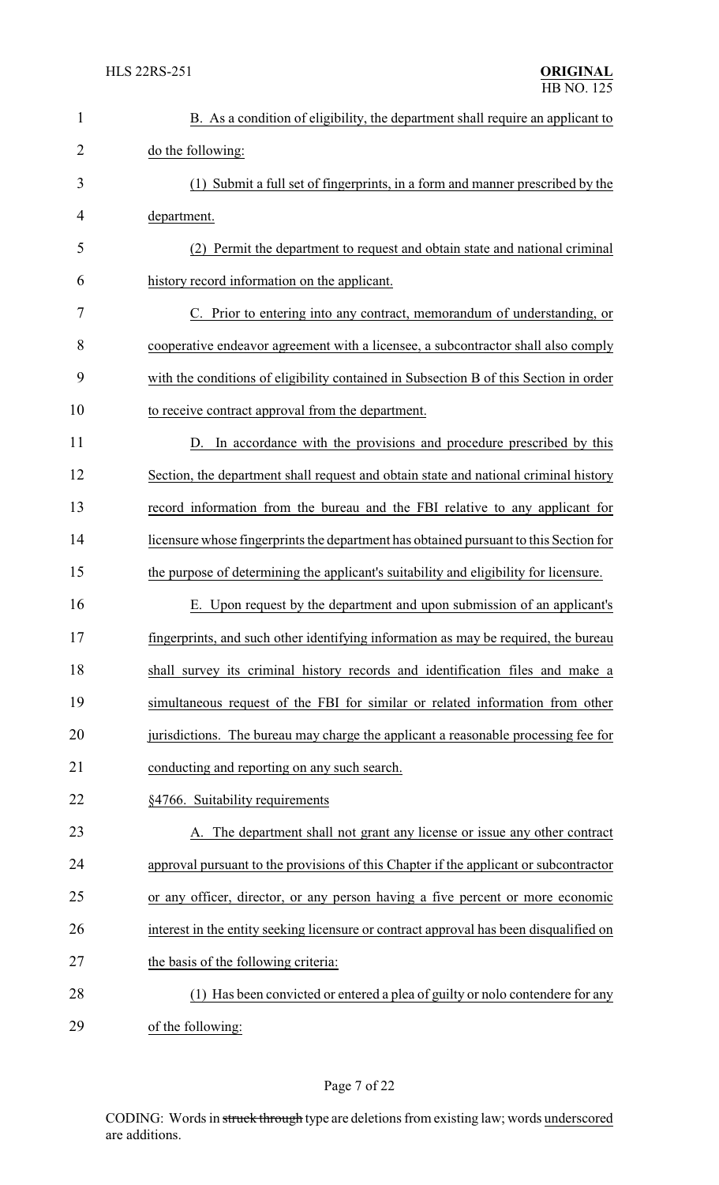B. As a condition of eligibility, the department shall require an applicant to do the following:

(1) Submit a full set of fingerprints, in a form and manner prescribed by the department.

(2) Permit the department to request and obtain state and national criminal history record information on the applicant.

C. Prior to entering into any contract, memorandum of understanding, or cooperative endeavor agreement with a licensee, a subcontractor shall also comply with the conditions of eligibility contained in Subsection B of this Section in order to receive contract approval from the department.

D. In accordance with the provisions and procedure prescribed by this Section, the department shall request and obtain state and national criminal history record information from the bureau and the FBI relative to any applicant for licensure whose fingerprints the department has obtained pursuant to this Section for the purpose of determining the applicant's suitability and eligibility for licensure.

E. Upon request by the department and upon submission of an applicant's fingerprints, and such other identifying information as may be required, the bureau shall survey its criminal history records and identification files and make a simultaneous request of the FBI for similar or related information from other jurisdictions. The bureau may charge the applicant a reasonable processing fee for conducting and reporting on any such search.

§4766. Suitability requirements

A. The department shall not grant any license or issue any other contract approval pursuant to the provisions of this Chapter if the applicant or subcontractor or any officer, director, or any person having a five percent or more economic interest in the entity seeking licensure or contract approval has been disqualified on the basis of the following criteria:

(1) Has been convicted or entered a plea of guilty or nolo contendere for any of the following: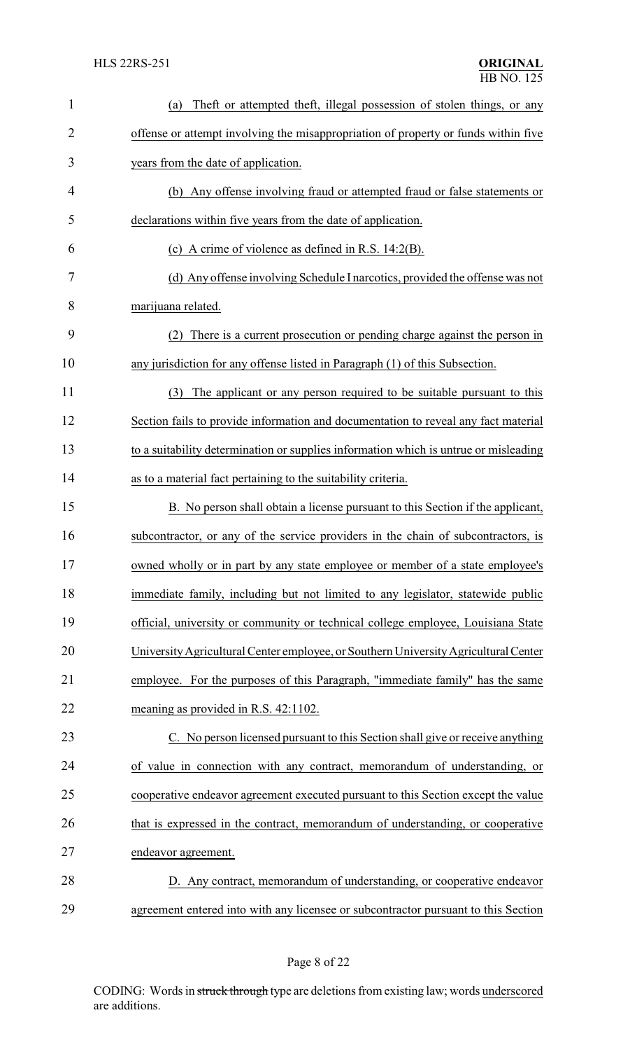(a) Theft or attempted theft, illegal possession of stolen things, or any offense or attempt involving the misappropriation of property or funds within five years from the date of application.

(b) Any offense involving fraud or attempted fraud or false statements or declarations within five years from the date of application.

(c) A crime of violence as defined in R.S. 14:2(B).

(d) Any offense involving Schedule I narcotics, provided the offense was not marijuana related.

(2) There is a current prosecution or pending charge against the person in any jurisdiction for any offense listed in Paragraph (1) of this Subsection.

(3) The applicant or any person required to be suitable pursuant to this Section fails to provide information and documentation to reveal any fact material to a suitability determination or supplies information which is untrue or misleading as to a material fact pertaining to the suitability criteria.

B. No person shall obtain a license pursuant to this Section if the applicant, subcontractor, or any of the service providers in the chain of subcontractors, is owned wholly or in part by any state employee or member of a state employee's immediate family, including but not limited to any legislator, statewide public official, university or community or technical college employee, Louisiana State University Agricultural Center employee, or Southern University Agricultural Center employee. For the purposes of this Paragraph, "immediate family" has the same meaning as provided in R.S. 42:1102.

C. No person licensed pursuant to this Section shall give or receive anything of value in connection with any contract, memorandum of understanding, or cooperative endeavor agreement executed pursuant to this Section except the value that is expressed in the contract, memorandum of understanding, or cooperative endeavor agreement.

D. Any contract, memorandum of understanding, or cooperative endeavor agreement entered into with any licensee or subcontractor pursuant to this Section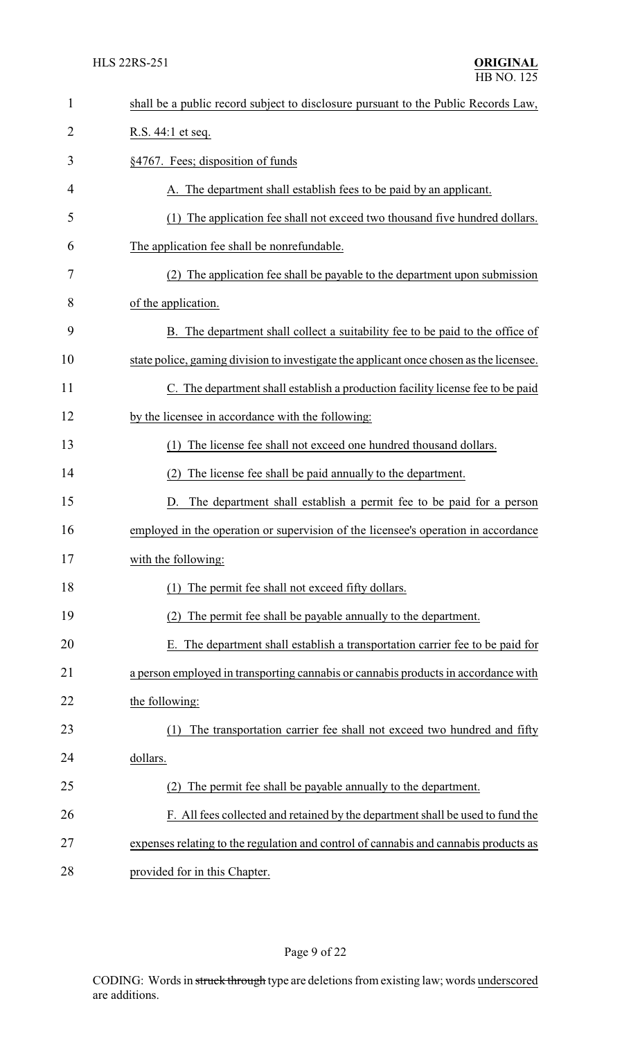shall be a public record subject to disclosure pursuant to the Public Records Law, R.S. 44:1 et seq.

§4767. Fees; disposition of funds

A. The department shall establish fees to be paid by an applicant.

(1) The application fee shall not exceed two thousand five hundred dollars. The application fee shall be nonrefundable.

(2) The application fee shall be payable to the department upon submission of the application.

B. The department shall collect a suitability fee to be paid to the office of state police, gaming division to investigate the applicant once chosen as the licensee.

C. The department shall establish a production facility license fee to be paid by the licensee in accordance with the following:

(1) The license fee shall not exceed one hundred thousand dollars.

(2) The license fee shall be paid annually to the department.

D. The department shall establish a permit fee to be paid for a person employed in the operation or supervision of the licensee's operation in accordance with the following:

(1) The permit fee shall not exceed fifty dollars.

(2) The permit fee shall be payable annually to the department.

E. The department shall establish a transportation carrier fee to be paid for a person employed in transporting cannabis or cannabis products in accordance with the following:

(1) The transportation carrier fee shall not exceed two hundred and fifty dollars.

(2) The permit fee shall be payable annually to the department.

F. All fees collected and retained by the department shall be used to fund the expenses relating to the regulation and control of cannabis and cannabis products as provided for in this Chapter.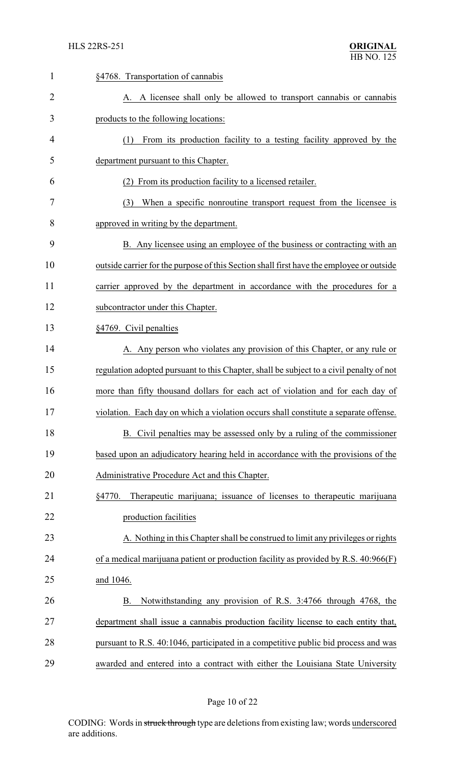§4768. Transportation of cannabis

A. A licensee shall only be allowed to transport cannabis or cannabis products to the following locations:

(1) From its production facility to a testing facility approved by the department pursuant to this Chapter.

(2) From its production facility to a licensed retailer.

(3) When a specific nonroutine transport request from the licensee is approved in writing by the department.

B. Any licensee using an employee of the business or contracting with an outside carrier for the purpose of this Section shall first have the employee or outside carrier approved by the department in accordance with the procedures for a subcontractor under this Chapter.

§4769. Civil penalties

A. Any person who violates any provision of this Chapter, or any rule or regulation adopted pursuant to this Chapter, shall be subject to a civil penalty of not more than fifty thousand dollars for each act of violation and for each day of violation. Each day on which a violation occurs shall constitute a separate offense.

B. Civil penalties may be assessed only by a ruling of the commissioner based upon an adjudicatory hearing held in accordance with the provisions of the Administrative Procedure Act and this Chapter.

§4770. Therapeutic marijuana; issuance of licenses to therapeutic marijuana production facilities

A. Nothing in this Chapter shall be construed to limit any privileges or rights of a medical marijuana patient or production facility as provided by R.S. 40:966(F) and 1046.

B. Notwithstanding any provision of R.S. 3:4766 through 4768, the department shall issue a cannabis production facility license to each entity that, pursuant to R.S. 40:1046, participated in a competitive public bid process and was awarded and entered into a contract with either the Louisiana State University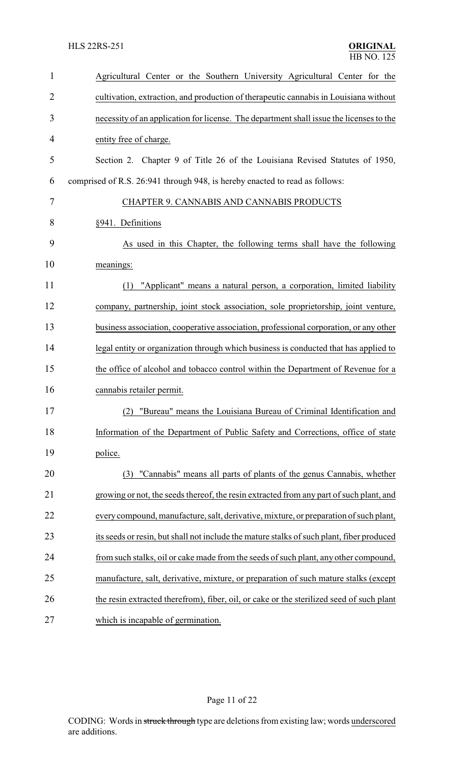Agricultural Center or the Southern University Agricultural Center for the cultivation, extraction, and production of therapeutic cannabis in Louisiana without necessity of an application for license. The department shall issue the licenses to the entity free of charge.

Section 2. Chapter 9 of Title 26 of the Louisiana Revised Statutes of 1950, comprised of R.S. 26:941 through 948, is hereby enacted to read as follows:

CHAPTER 9. CANNABIS AND CANNABIS PRODUCTS

§941. Definitions

As used in this Chapter, the following terms shall have the following meanings:

(1) "Applicant" means a natural person, a corporation, limited liability company, partnership, joint stock association, sole proprietorship, joint venture, business association, cooperative association, professional corporation, or any other legal entity or organization through which business is conducted that has applied to the office of alcohol and tobacco control within the Department of Revenue for a cannabis retailer permit.

(2) "Bureau" means the Louisiana Bureau of Criminal Identification and Information of the Department of Public Safety and Corrections, office of state police.

(3) "Cannabis" means all parts of plants of the genus Cannabis, whether growing or not, the seeds thereof, the resin extracted from any part of such plant, and every compound, manufacture, salt, derivative, mixture, or preparation of such plant, its seeds or resin, but shall not include the mature stalks of such plant, fiber produced from such stalks, oil or cake made from the seeds of such plant, any other compound, manufacture, salt, derivative, mixture, or preparation of such mature stalks (except the resin extracted therefrom), fiber, oil, or cake or the sterilized seed of such plant which is incapable of germination.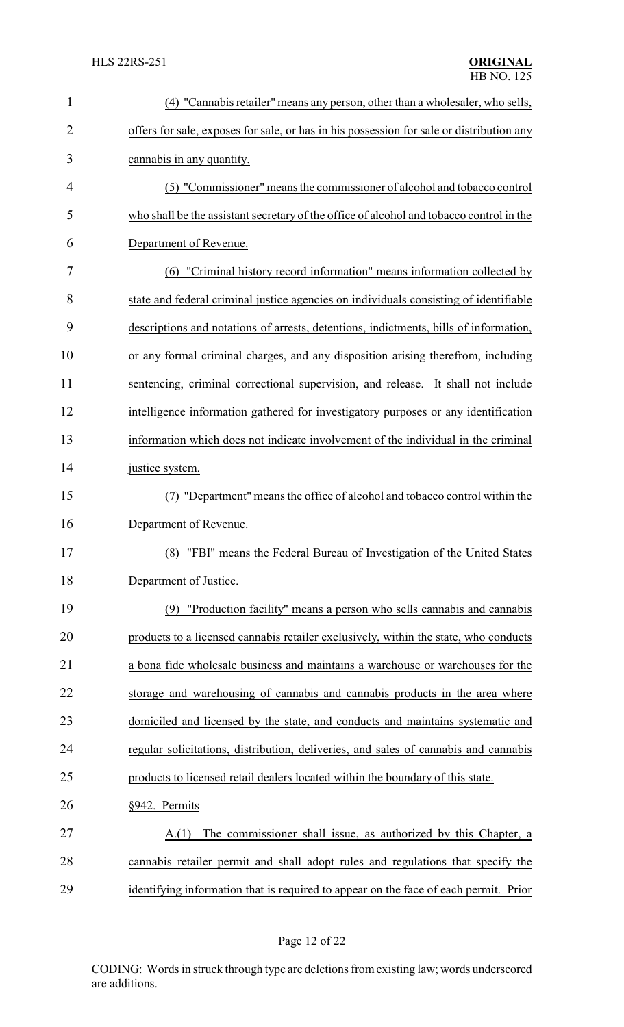(4) "Cannabis retailer" means any person, other than a wholesaler, who sells, offers for sale, exposes for sale, or has in his possession for sale or distribution any cannabis in any quantity.

(5) "Commissioner" means the commissioner of alcohol and tobacco control who shall be the assistant secretary of the office of alcohol and tobacco control in the Department of Revenue.

(6) "Criminal history record information" means information collected by state and federal criminal justice agencies on individuals consisting of identifiable descriptions and notations of arrests, detentions, indictments, bills of information, or any formal criminal charges, and any disposition arising therefrom, including sentencing, criminal correctional supervision, and release. It shall not include intelligence information gathered for investigatory purposes or any identification information which does not indicate involvement of the individual in the criminal justice system.

(7) "Department" means the office of alcohol and tobacco control within the Department of Revenue.

(8) "FBI" means the Federal Bureau of Investigation of the United States Department of Justice.

(9) "Production facility" means a person who sells cannabis and cannabis products to a licensed cannabis retailer exclusively, within the state, who conducts a bona fide wholesale business and maintains a warehouse or warehouses for the storage and warehousing of cannabis and cannabis products in the area where domiciled and licensed by the state, and conducts and maintains systematic and regular solicitations, distribution, deliveries, and sales of cannabis and cannabis products to licensed retail dealers located within the boundary of this state.

§942. Permits

A.(1) The commissioner shall issue, as authorized by this Chapter, a cannabis retailer permit and shall adopt rules and regulations that specify the identifying information that is required to appear on the face of each permit. Prior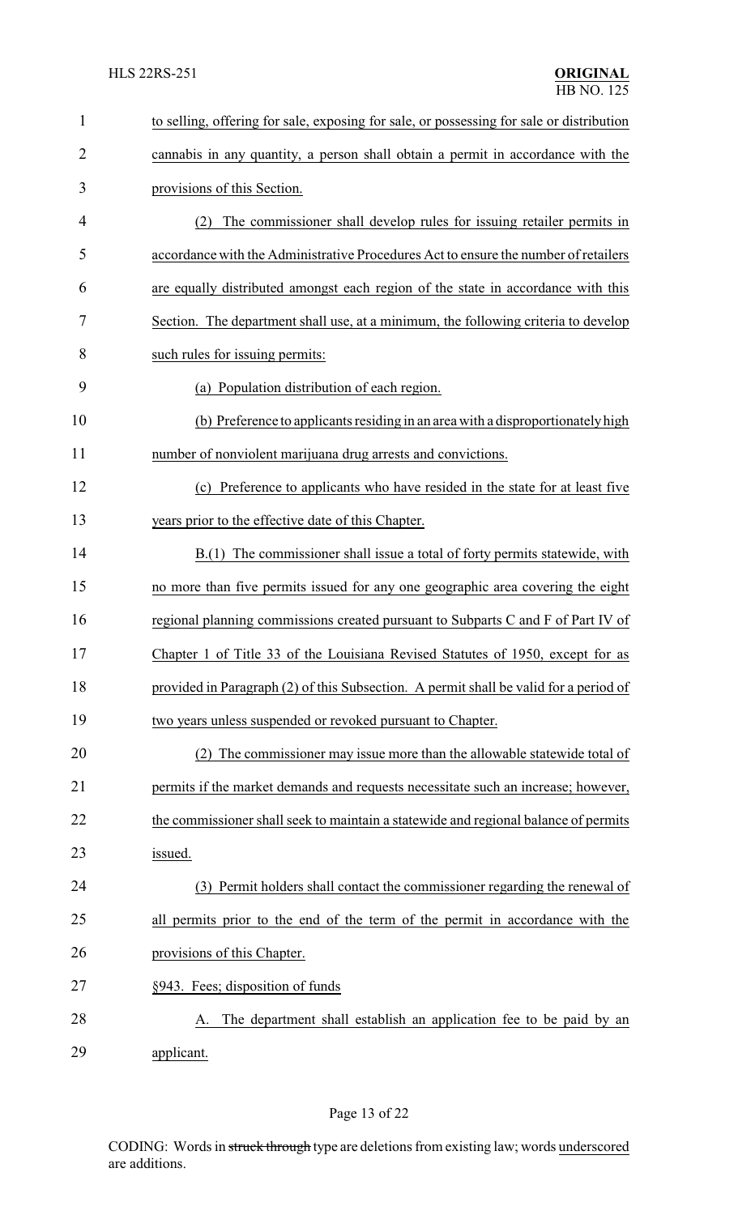to selling, offering for sale, exposing for sale, or possessing for sale or distribution cannabis in any quantity, a person shall obtain a permit in accordance with the provisions of this Section.

(2) The commissioner shall develop rules for issuing retailer permits in accordance with the Administrative Procedures Act to ensure the number of retailers are equally distributed amongst each region of the state in accordance with this Section. The department shall use, at a minimum, the following criteria to develop such rules for issuing permits:

(a) Population distribution of each region.

(b) Preference to applicants residing in an area with a disproportionately high number of nonviolent marijuana drug arrests and convictions.

(c) Preference to applicants who have resided in the state for at least five years prior to the effective date of this Chapter.

B.(1) The commissioner shall issue a total of forty permits statewide, with no more than five permits issued for any one geographic area covering the eight regional planning commissions created pursuant to Subparts C and F of Part IV of Chapter 1 of Title 33 of the Louisiana Revised Statutes of 1950, except for as provided in Paragraph (2) of this Subsection. A permit shall be valid for a period of two years unless suspended or revoked pursuant to Chapter.

(2) The commissioner may issue more than the allowable statewide total of permits if the market demands and requests necessitate such an increase; however, the commissioner shall seek to maintain a statewide and regional balance of permits issued.

(3) Permit holders shall contact the commissioner regarding the renewal of all permits prior to the end of the term of the permit in accordance with the provisions of this Chapter.

§943. Fees; disposition of funds

A. The department shall establish an application fee to be paid by an applicant.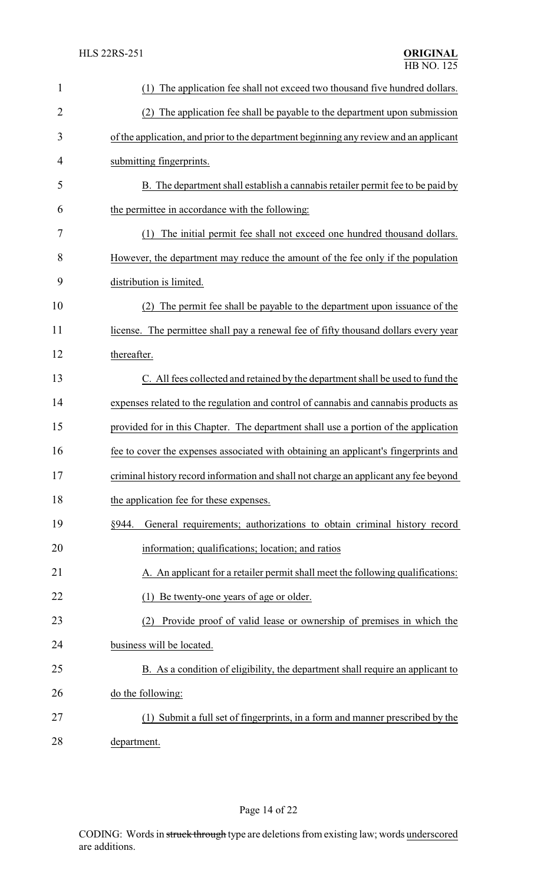(1) The application fee shall not exceed two thousand five hundred dollars.

(2) The application fee shall be payable to the department upon submission of the application, and prior to the department beginning any review and an applicant submitting fingerprints.

B. The department shall establish a cannabis retailer permit fee to be paid by the permittee in accordance with the following:

(1) The initial permit fee shall not exceed one hundred thousand dollars. However, the department may reduce the amount of the fee only if the population distribution is limited.

(2) The permit fee shall be payable to the department upon issuance of the license. The permittee shall pay a renewal fee of fifty thousand dollars every year thereafter.

C. All fees collected and retained by the department shall be used to fund the expenses related to the regulation and control of cannabis and cannabis products as provided for in this Chapter. The department shall use a portion of the application fee to cover the expenses associated with obtaining an applicant's fingerprints and criminal history record information and shall not charge an applicant any fee beyond the application fee for these expenses.

§944. General requirements; authorizations to obtain criminal history record information; qualifications; location; and ratios

A. An applicant for a retailer permit shall meet the following qualifications:

(1) Be twenty-one years of age or older.

(2) Provide proof of valid lease or ownership of premises in which the business will be located.

B. As a condition of eligibility, the department shall require an applicant to do the following:

(1) Submit a full set of fingerprints, in a form and manner prescribed by the department.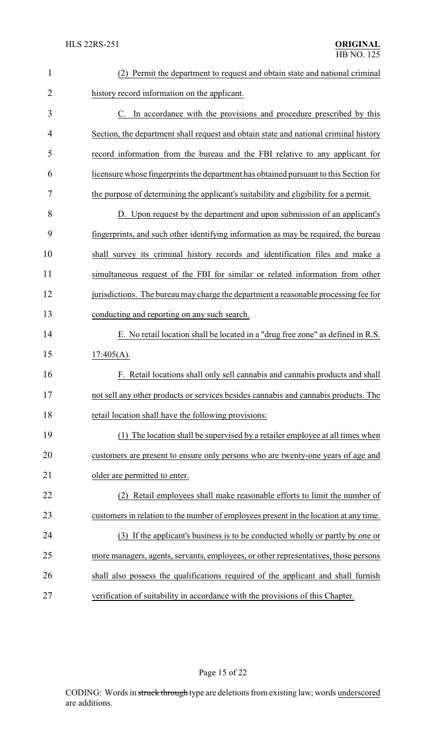(2) Permit the department to request and obtain state and national criminal history record information on the applicant.

C. In accordance with the provisions and procedure prescribed by this Section, the department shall request and obtain state and national criminal history record information from the bureau and the FBI relative to any applicant for licensure whose fingerprints the department has obtained pursuant to this Section for the purpose of determining the applicant's suitability and eligibility for a permit.

D. Upon request by the department and upon submission of an applicant's fingerprints, and such other identifying information as may be required, the bureau shall survey its criminal history records and identification files and make a simultaneous request of the FBI for similar or related information from other jurisdictions. The bureau may charge the department a reasonable processing fee for conducting and reporting on any such search.

E. No retail location shall be located in a "drug free zone" as defined in R.S. 17:405(A).

F. Retail locations shall only sell cannabis and cannabis products and shall not sell any other products or services besides cannabis and cannabis products. The retail location shall have the following provisions:

(1) The location shall be supervised by a retailer employee at all times when customers are present to ensure only persons who are twenty-one years of age and older are permitted to enter.

(2) Retail employees shall make reasonable efforts to limit the number of customers in relation to the number of employees present in the location at any time.

(3) If the applicant's business is to be conducted wholly or partly by one or more managers, agents, servants, employees, or other representatives, those persons shall also possess the qualifications required of the applicant and shall furnish verification of suitability in accordance with the provisions of this Chapter.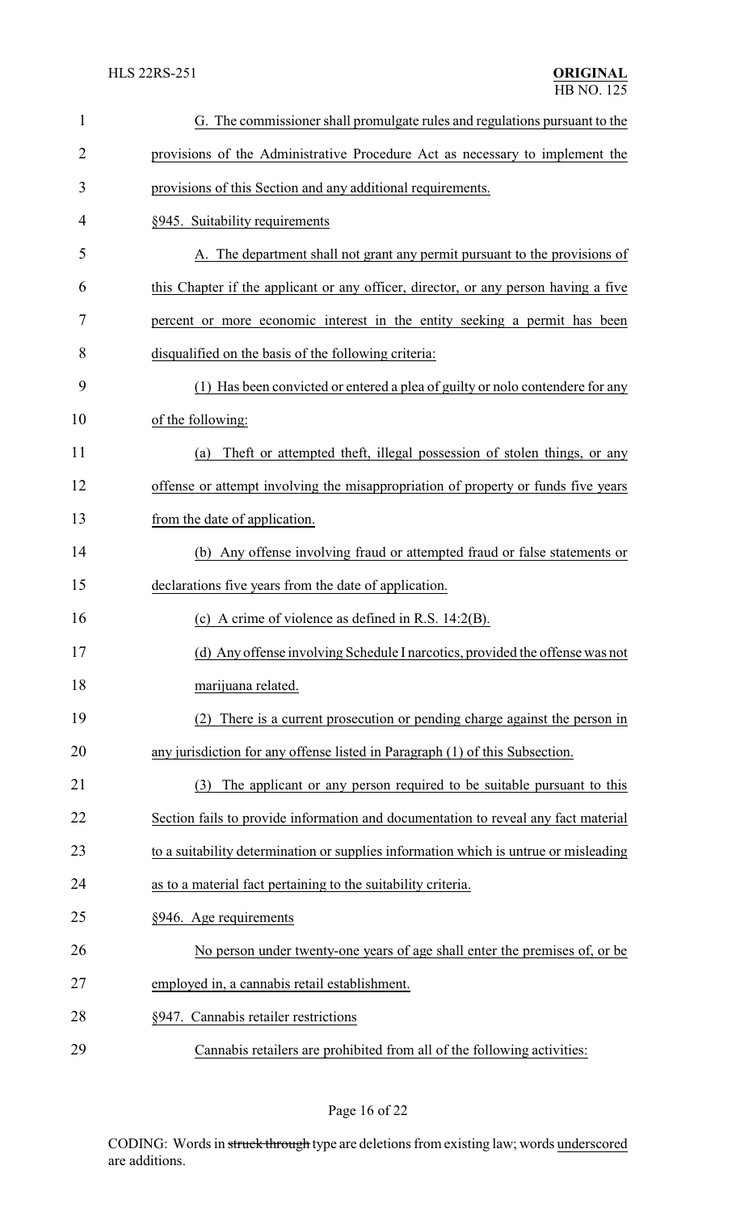G. The commissioner shall promulgate rules and regulations pursuant to the provisions of the Administrative Procedure Act as necessary to implement the provisions of this Section and any additional requirements.

§945. Suitability requirements

A. The department shall not grant any permit pursuant to the provisions of this Chapter if the applicant or any officer, director, or any person having a five percent or more economic interest in the entity seeking a permit has been disqualified on the basis of the following criteria:

(1) Has been convicted or entered a plea of guilty or nolo contendere for any of the following:

(a) Theft or attempted theft, illegal possession of stolen things, or any offense or attempt involving the misappropriation of property or funds five years from the date of application.

(b) Any offense involving fraud or attempted fraud or false statements or declarations five years from the date of application.

(c) A crime of violence as defined in R.S. 14:2(B).

(d) Any offense involving Schedule I narcotics, provided the offense was not marijuana related.

(2) There is a current prosecution or pending charge against the person in any jurisdiction for any offense listed in Paragraph (1) of this Subsection.

(3) The applicant or any person required to be suitable pursuant to this Section fails to provide information and documentation to reveal any fact material to a suitability determination or supplies information which is untrue or misleading as to a material fact pertaining to the suitability criteria.

§946. Age requirements

No person under twenty-one years of age shall enter the premises of, or be employed in, a cannabis retail establishment.

§947. Cannabis retailer restrictions

Cannabis retailers are prohibited from all of the following activities: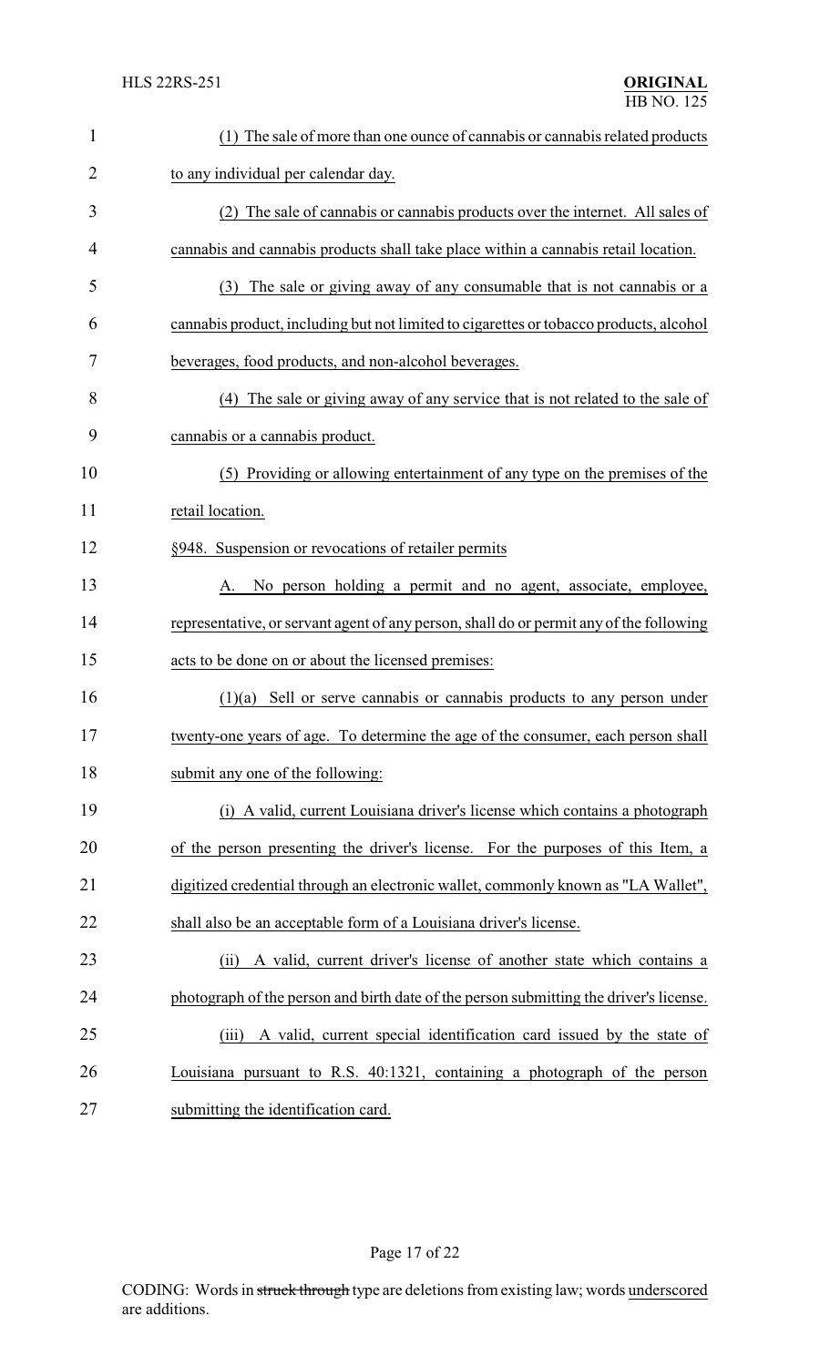(1) The sale of more than one ounce of cannabis or cannabis related products to any individual per calendar day.

(2) The sale of cannabis or cannabis products over the internet. All sales of cannabis and cannabis products shall take place within a cannabis retail location.

(3) The sale or giving away of any consumable that is not cannabis or a cannabis product, including but not limited to cigarettes or tobacco products, alcohol beverages, food products, and non-alcohol beverages.

(4) The sale or giving away of any service that is not related to the sale of cannabis or a cannabis product.

(5) Providing or allowing entertainment of any type on the premises of the retail location.

§948. Suspension or revocations of retailer permits

A. No person holding a permit and no agent, associate, employee, representative, or servant agent of any person, shall do or permit any of the following acts to be done on or about the licensed premises:

(1)(a) Sell or serve cannabis or cannabis products to any person under twenty-one years of age. To determine the age of the consumer, each person shall submit any one of the following:

(i) A valid, current Louisiana driver's license which contains a photograph of the person presenting the driver's license. For the purposes of this Item, a digitized credential through an electronic wallet, commonly known as "LA Wallet", shall also be an acceptable form of a Louisiana driver's license.

(ii) A valid, current driver's license of another state which contains a photograph of the person and birth date of the person submitting the driver's license.

(iii) A valid, current special identification card issued by the state of Louisiana pursuant to R.S. 40:1321, containing a photograph of the person submitting the identification card.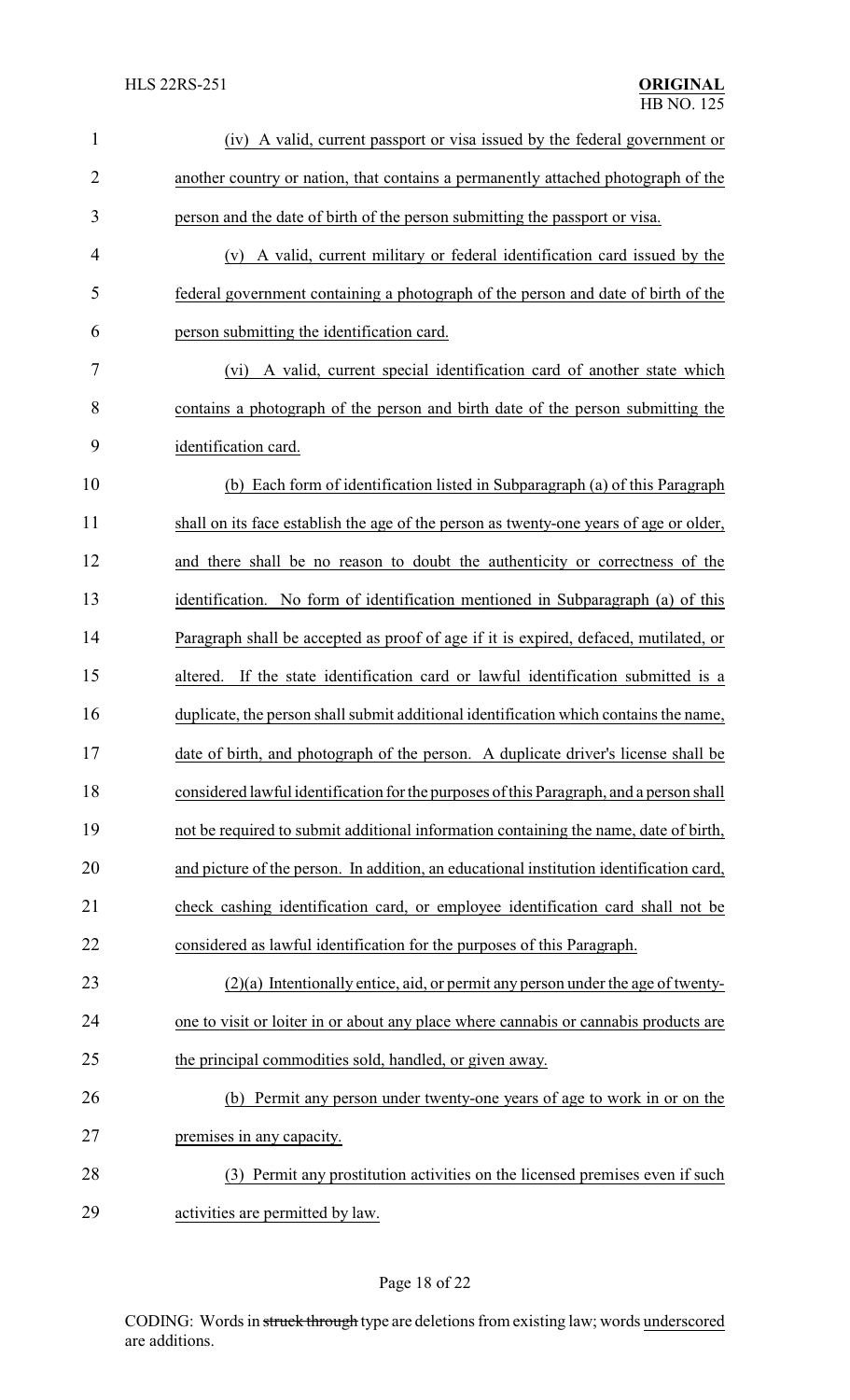(iv) A valid, current passport or visa issued by the federal government or another country or nation, that contains a permanently attached photograph of the person and the date of birth of the person submitting the passport or visa.

(v) A valid, current military or federal identification card issued by the federal government containing a photograph of the person and date of birth of the person submitting the identification card.

(vi) A valid, current special identification card of another state which contains a photograph of the person and birth date of the person submitting the identification card.

(b) Each form of identification listed in Subparagraph (a) of this Paragraph shall on its face establish the age of the person as twenty-one years of age or older, and there shall be no reason to doubt the authenticity or correctness of the identification. No form of identification mentioned in Subparagraph (a) of this Paragraph shall be accepted as proof of age if it is expired, defaced, mutilated, or altered. If the state identification card or lawful identification submitted is a duplicate, the person shall submit additional identification which contains the name, date of birth, and photograph of the person. A duplicate driver's license shall be considered lawful identification for the purposes of this Paragraph, and a person shall not be required to submit additional information containing the name, date of birth, and picture of the person. In addition, an educational institution identification card, check cashing identification card, or employee identification card shall not be considered as lawful identification for the purposes of this Paragraph.

(2)(a) Intentionally entice, aid, or permit any person under the age of twenty-one to visit or loiter in or about any place where cannabis or cannabis products are the principal commodities sold, handled, or given away.

(b) Permit any person under twenty-one years of age to work in or on the premises in any capacity.

(3) Permit any prostitution activities on the licensed premises even if such activities are permitted by law.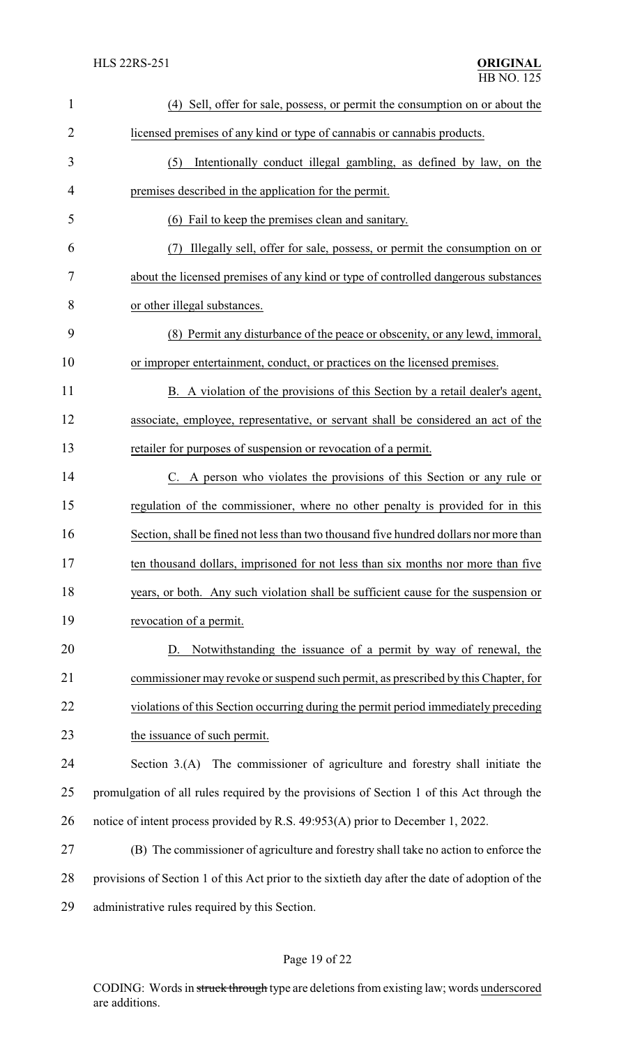(4) Sell, offer for sale, possess, or permit the consumption on or about the licensed premises of any kind or type of cannabis or cannabis products.

(5) Intentionally conduct illegal gambling, as defined by law, on the premises described in the application for the permit.

(6) Fail to keep the premises clean and sanitary.

(7) Illegally sell, offer for sale, possess, or permit the consumption on or about the licensed premises of any kind or type of controlled dangerous substances or other illegal substances.

(8) Permit any disturbance of the peace or obscenity, or any lewd, immoral, or improper entertainment, conduct, or practices on the licensed premises.

B. A violation of the provisions of this Section by a retail dealer's agent, associate, employee, representative, or servant shall be considered an act of the retailer for purposes of suspension or revocation of a permit.

C. A person who violates the provisions of this Section or any rule or regulation of the commissioner, where no other penalty is provided for in this Section, shall be fined not less than two thousand five hundred dollars nor more than ten thousand dollars, imprisoned for not less than six months nor more than five years, or both. Any such violation shall be sufficient cause for the suspension or revocation of a permit.

D. Notwithstanding the issuance of a permit by way of renewal, the commissioner may revoke or suspend such permit, as prescribed by this Chapter, for violations of this Section occurring during the permit period immediately preceding the issuance of such permit.

Section 3.(A) The commissioner of agriculture and forestry shall initiate the promulgation of all rules required by the provisions of Section 1 of this Act through the notice of intent process provided by R.S. 49:953(A) prior to December 1, 2022.

(B) The commissioner of agriculture and forestry shall take no action to enforce the provisions of Section 1 of this Act prior to the sixtieth day after the date of adoption of the administrative rules required by this Section.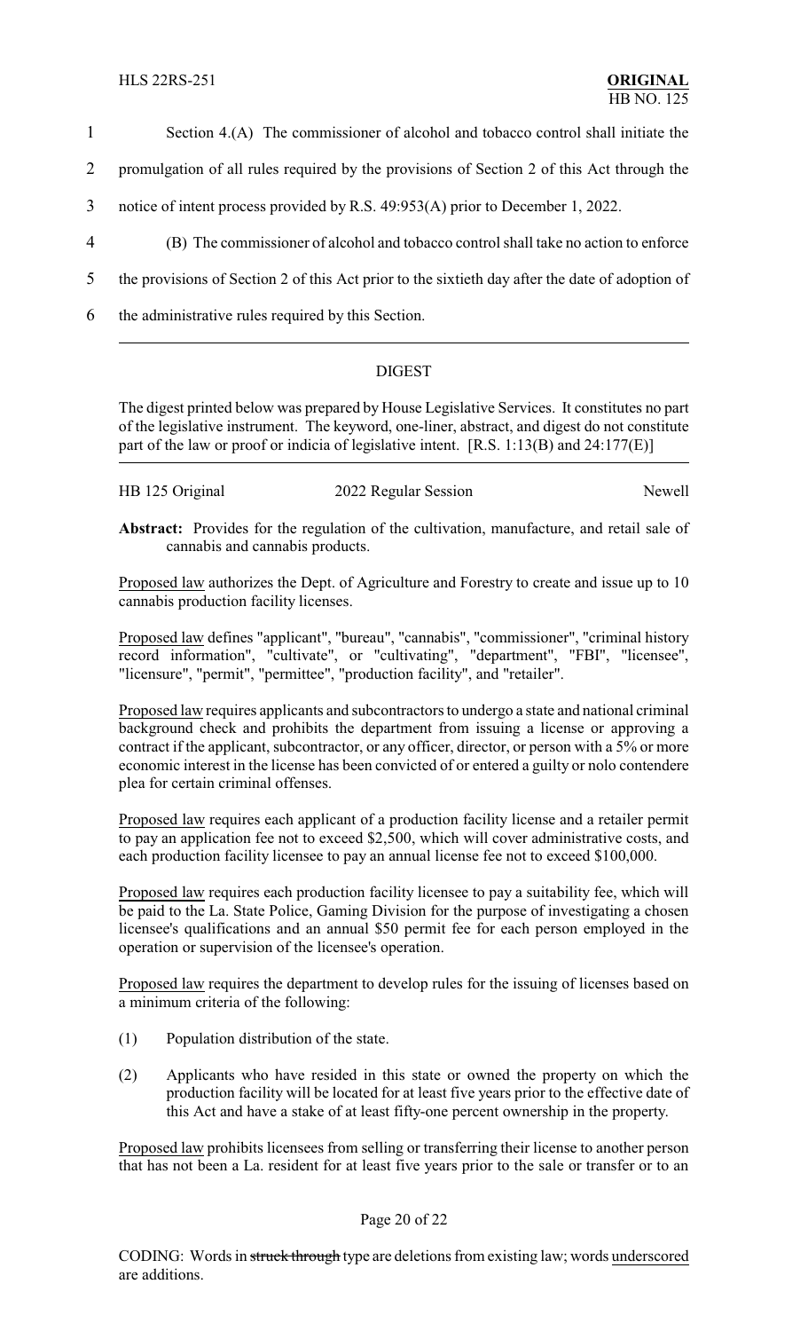Section 4.(A) The commissioner of alcohol and tobacco control shall initiate the promulgation of all rules required by the provisions of Section 2 of this Act through the notice of intent process provided by R.S. 49:953(A) prior to December 1, 2022.

(B) The commissioner of alcohol and tobacco control shall take no action to enforce the provisions of Section 2 of this Act prior to the sixtieth day after the date of adoption of the administrative rules required by this Section.

---

## DIGEST

The digest printed below was prepared by House Legislative Services. It constitutes no part of the legislative instrument. The keyword, one-liner, abstract, and digest do not constitute part of the law or proof or indicia of legislative intent. [R.S. 1:13(B) and 24:177(E)]

---

HB 125 Original — 2022 Regular Session — Newell

**Abstract:** Provides for the regulation of the cultivation, manufacture, and retail sale of cannabis and cannabis products.

Proposed law authorizes the Dept. of Agriculture and Forestry to create and issue up to 10 cannabis production facility licenses.

Proposed law defines "applicant", "bureau", "cannabis", "commissioner", "criminal history record information", "cultivate", or "cultivating", "department", "FBI", "licensee", "licensure", "permit", "permittee", "production facility", and "retailer".

Proposed law requires applicants and subcontractors to undergo a state and national criminal background check and prohibits the department from issuing a license or approving a contract if the applicant, subcontractor, or any officer, director, or person with a 5% or more economic interest in the license has been convicted of or entered a guilty or nolo contendere plea for certain criminal offenses.

Proposed law requires each applicant of a production facility license and a retailer permit to pay an application fee not to exceed $2,500, which will cover administrative costs, and each production facility licensee to pay an annual license fee not to exceed $100,000.

Proposed law requires each production facility licensee to pay a suitability fee, which will be paid to the La. State Police, Gaming Division for the purpose of investigating a chosen licensee's qualifications and an annual $50 permit fee for each person employed in the operation or supervision of the licensee's operation.

Proposed law requires the department to develop rules for the issuing of licenses based on a minimum criteria of the following:

(1) Population distribution of the state.

(2) Applicants who have resided in this state or owned the property on which the production facility will be located for at least five years prior to the effective date of this Act and have a stake of at least fifty-one percent ownership in the property.

Proposed law prohibits licensees from selling or transferring their license to another person that has not been a La. resident for at least five years prior to the sale or transfer or to an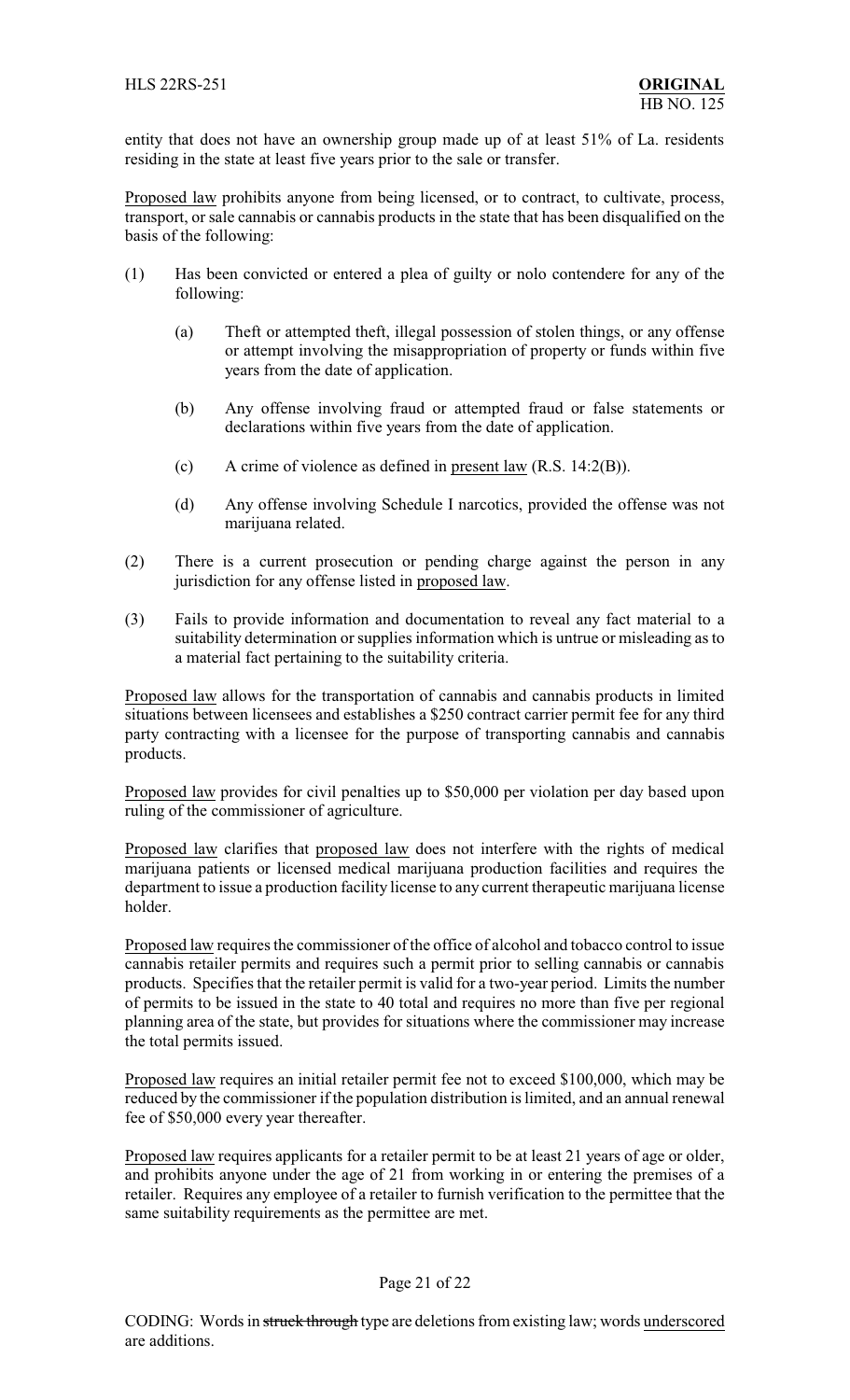entity that does not have an ownership group made up of at least 51% of La. residents residing in the state at least five years prior to the sale or transfer.

Proposed law prohibits anyone from being licensed, or to contract, to cultivate, process, transport, or sale cannabis or cannabis products in the state that has been disqualified on the basis of the following:

(1) Has been convicted or entered a plea of guilty or nolo contendere for any of the following:

  (a) Theft or attempted theft, illegal possession of stolen things, or any offense or attempt involving the misappropriation of property or funds within five years from the date of application.

  (b) Any offense involving fraud or attempted fraud or false statements or declarations within five years from the date of application.

  (c) A crime of violence as defined in present law (R.S. 14:2(B)).

  (d) Any offense involving Schedule I narcotics, provided the offense was not marijuana related.

(2) There is a current prosecution or pending charge against the person in any jurisdiction for any offense listed in proposed law.

(3) Fails to provide information and documentation to reveal any fact material to a suitability determination or supplies information which is untrue or misleading as to a material fact pertaining to the suitability criteria.

Proposed law allows for the transportation of cannabis and cannabis products in limited situations between licensees and establishes a $250 contract carrier permit fee for any third party contracting with a licensee for the purpose of transporting cannabis and cannabis products.

Proposed law provides for civil penalties up to $50,000 per violation per day based upon ruling of the commissioner of agriculture.

Proposed law clarifies that proposed law does not interfere with the rights of medical marijuana patients or licensed medical marijuana production facilities and requires the department to issue a production facility license to any current therapeutic marijuana license holder.

Proposed law requires the commissioner of the office of alcohol and tobacco control to issue cannabis retailer permits and requires such a permit prior to selling cannabis or cannabis products. Specifies that the retailer permit is valid for a two-year period. Limits the number of permits to be issued in the state to 40 total and requires no more than five per regional planning area of the state, but provides for situations where the commissioner may increase the total permits issued.

Proposed law requires an initial retailer permit fee not to exceed $100,000, which may be reduced by the commissioner if the population distribution is limited, and an annual renewal fee of $50,000 every year thereafter.

Proposed law requires applicants for a retailer permit to be at least 21 years of age or older, and prohibits anyone under the age of 21 from working in or entering the premises of a retailer. Requires any employee of a retailer to furnish verification to the permittee that the same suitability requirements as the permittee are met.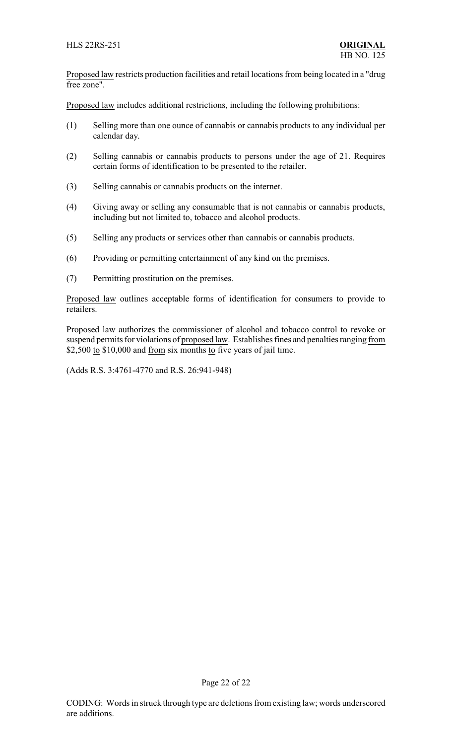Proposed law restricts production facilities and retail locations from being located in a "drug free zone".

Proposed law includes additional restrictions, including the following prohibitions:

(1) Selling more than one ounce of cannabis or cannabis products to any individual per calendar day.

(2) Selling cannabis or cannabis products to persons under the age of 21. Requires certain forms of identification to be presented to the retailer.

(3) Selling cannabis or cannabis products on the internet.

(4) Giving away or selling any consumable that is not cannabis or cannabis products, including but not limited to, tobacco and alcohol products.

(5) Selling any products or services other than cannabis or cannabis products.

(6) Providing or permitting entertainment of any kind on the premises.

(7) Permitting prostitution on the premises.

Proposed law outlines acceptable forms of identification for consumers to provide to retailers.

Proposed law authorizes the commissioner of alcohol and tobacco control to revoke or suspend permits for violations of proposed law. Establishes fines and penalties ranging from $2,500 to $10,000 and from six months to five years of jail time.

(Adds R.S. 3:4761-4770 and R.S. 26:941-948)